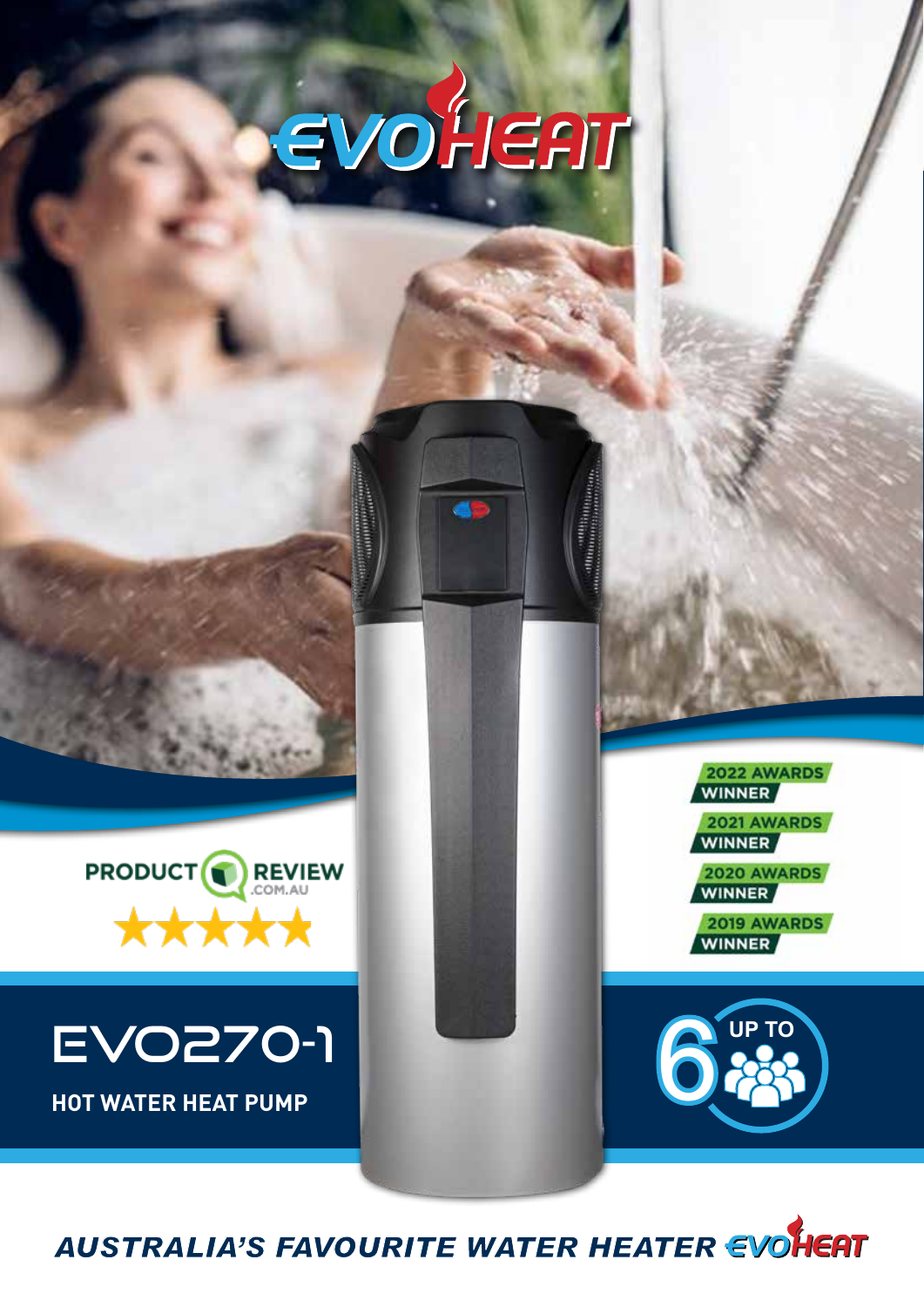# EVOHEAT

PRODUCT REVIEW .COM.AU

★★★★★

2022 AWARDS WINNER

2021 AWARDS WINNER

2020 AWARDS WINNER

2019 AWARDS WINNER

## EVO270-1

**HOT WATER HEAT PUMP**

UP TO 6

*AUSTRALIA'S FAVOURITE WATER HEATER* EVOHEAT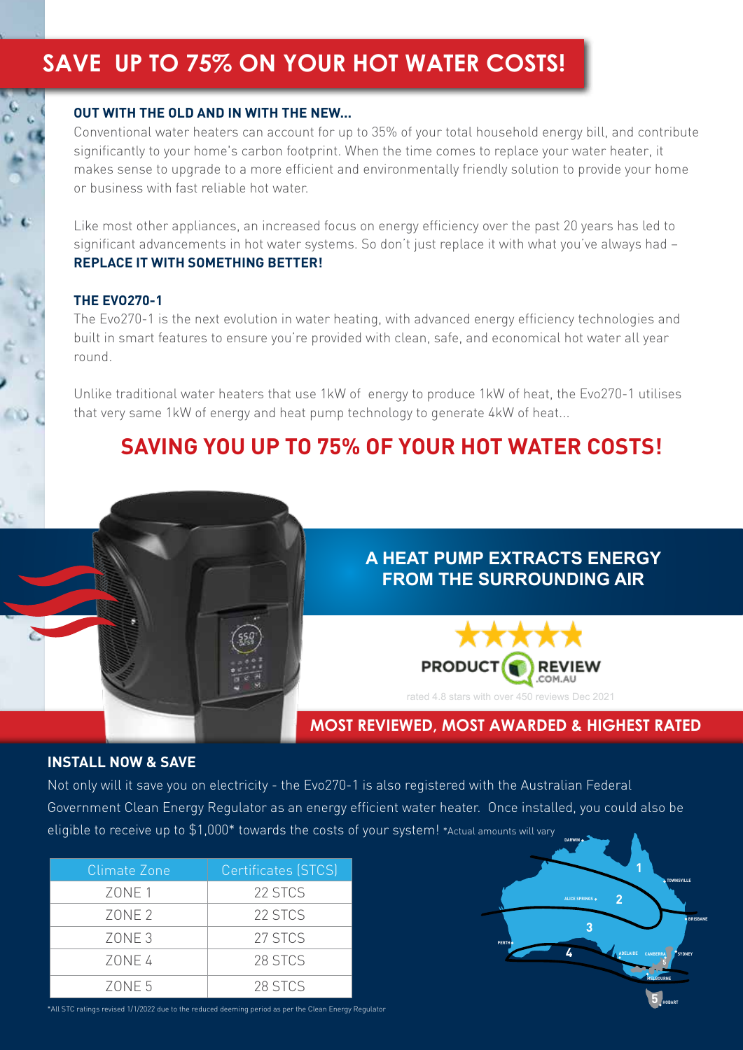# SAVE UP TO 75% ON YOUR HOT WATER COSTS!

### OUT WITH THE OLD AND IN WITH THE NEW...

Conventional water heaters can account for up to 35% of your total household energy bill, and contribute significantly to your home's carbon footprint. When the time comes to replace your water heater, it makes sense to upgrade to a more efficient and environmentally friendly solution to provide your home or business with fast reliable hot water.

Like most other appliances, an increased focus on energy efficiency over the past 20 years has led to significant advancements in hot water systems. So don't just replace it with what you've always had – **REPLACE IT WITH SOMETHING BETTER!**

### THE EVO270-1

The Evo270-1 is the next evolution in water heating, with advanced energy efficiency technologies and built in smart features to ensure you're provided with clean, safe, and economical hot water all year round.

Unlike traditional water heaters that use 1kW of energy to produce 1kW of heat, the Evo270-1 utilises that very same 1kW of energy and heat pump technology to generate 4kW of heat...

## SAVING YOU UP TO 75% OF YOUR HOT WATER COSTS!

**A HEAT PUMP EXTRACTS ENERGY FROM THE SURROUNDING AIR**

PRODUCT REVIEW .COM.AU

rated 4.8 stars with over 450 reviews Dec 2021

**MOST REVIEWED, MOST AWARDED & HIGHEST RATED**

### INSTALL NOW & SAVE

Not only will it save you on electricity - the Evo270-1 is also registered with the Australian Federal Government Clean Energy Regulator as an energy efficient water heater. Once installed, you could also be eligible to receive up to $1,000* towards the costs of your system! *Actual amounts will vary

| Climate Zone | Certificates (STCS) |
|---|---|
| ZONE 1 | 22 STCS |
| ZONE 2 | 22 STCS |
| ZONE 3 | 27 STCS |
| ZONE 4 | 28 STCS |
| ZONE 5 | 28 STCS |

DARWIN, TOWNSVILLE, ALICE SPRINGS, BRISBANE, PERTH, ADELAIDE, CANBERRA, SYDNEY, MELBOURNE, HOBART

*All STC ratings revised 1/1/2022 due to the reduced deeming period as per the Clean Energy Regulator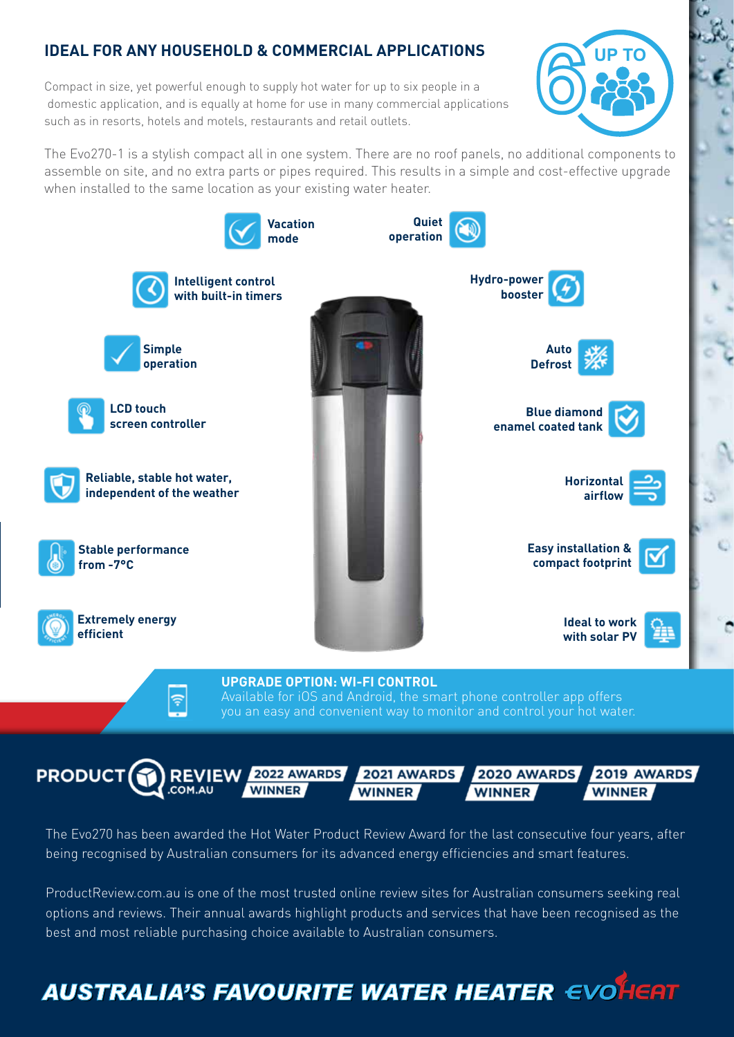## IDEAL FOR ANY HOUSEHOLD & COMMERCIAL APPLICATIONS

Compact in size, yet powerful enough to supply hot water for up to six people in a domestic application, and is equally at home for use in many commercial applications such as in resorts, hotels and motels, restaurants and retail outlets.

UP TO 6

The Evo270-1 is a stylish compact all in one system. There are no roof panels, no additional components to assemble on site, and no extra parts or pipes required. This results in a simple and cost-effective upgrade when installed to the same location as your existing water heater.

- **Vacation mode**
- **Quiet operation**
- **Intelligent control with built-in timers**
- **Hydro-power booster**
- **Simple operation**
- **Auto Defrost**
- **LCD touch screen controller**
- **Blue diamond enamel coated tank**
- **Reliable, stable hot water, independent of the weather**
- **Horizontal airflow**
- **Stable performance from -7°C**
- **Easy installation & compact footprint**
- **Extremely energy efficient**
- **Ideal to work with solar PV**

### UPGRADE OPTION: WI-FI CONTROL

Available for iOS and Android, the smart phone controller app offers you an easy and convenient way to monitor and control your hot water.

PRODUCT REVIEW .COM.AU — 2022 AWARDS WINNER — 2021 AWARDS WINNER — 2020 AWARDS WINNER — 2019 AWARDS WINNER

The Evo270 has been awarded the Hot Water Product Review Award for the last consecutive four years, after being recognised by Australian consumers for its advanced energy efficiencies and smart features.

ProductReview.com.au is one of the most trusted online review sites for Australian consumers seeking real options and reviews. Their annual awards highlight products and services that have been recognised as the best and most reliable purchasing choice available to Australian consumers.

**AUSTRALIA'S FAVOURITE WATER HEATER** EVOHEAT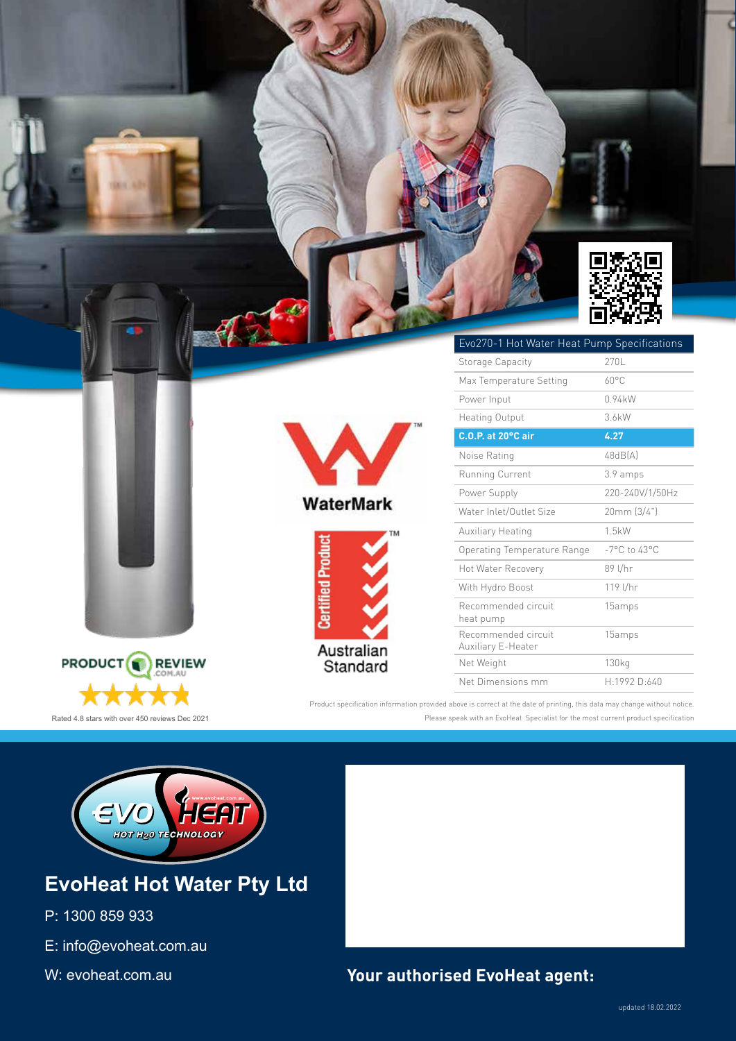| Evo270-1 Hot Water Heat Pump Specifications | |
|---|---|
| Storage Capacity | 270L |
| Max Temperature Setting | 60°C |
| Power Input | 0.94kW |
| Heating Output | 3.6kW |
| **C.O.P. at 20°C air** | **4.27** |
| Noise Rating | 48dB(A) |
| Running Current | 3.9 amps |
| Power Supply | 220-240V/1/50Hz |
| Water Inlet/Outlet Size | 20mm (3/4") |
| Auxiliary Heating | 1.5kW |
| Operating Temperature Range | -7°C to 43°C |
| Hot Water Recovery | 89 l/hr |
| With Hydro Boost | 119 l/hr |
| Recommended circuit heat pump | 15amps |
| Recommended circuit Auxiliary E-Heater | 15amps |
| Net Weight | 130kg |
| Net Dimensions mm | H:1992 D:640 |

Product specification information provided above is correct at the date of printing, this data may change without notice.
Please speak with an EvoHeat Specialist for the most current product specification

WaterMark™

Certified Product™ Australian Standard

PRODUCT REVIEW .COM.AU

Rated 4.8 stars with over 450 reviews Dec 2021

EVO HEAT HOT H2O TECHNOLOGY www.evoheat.com.au

## EvoHeat Hot Water Pty Ltd

P: 1300 859 933

E: info@evoheat.com.au

W: evoheat.com.au

**Your authorised EvoHeat agent:**

updated 18.02.2022